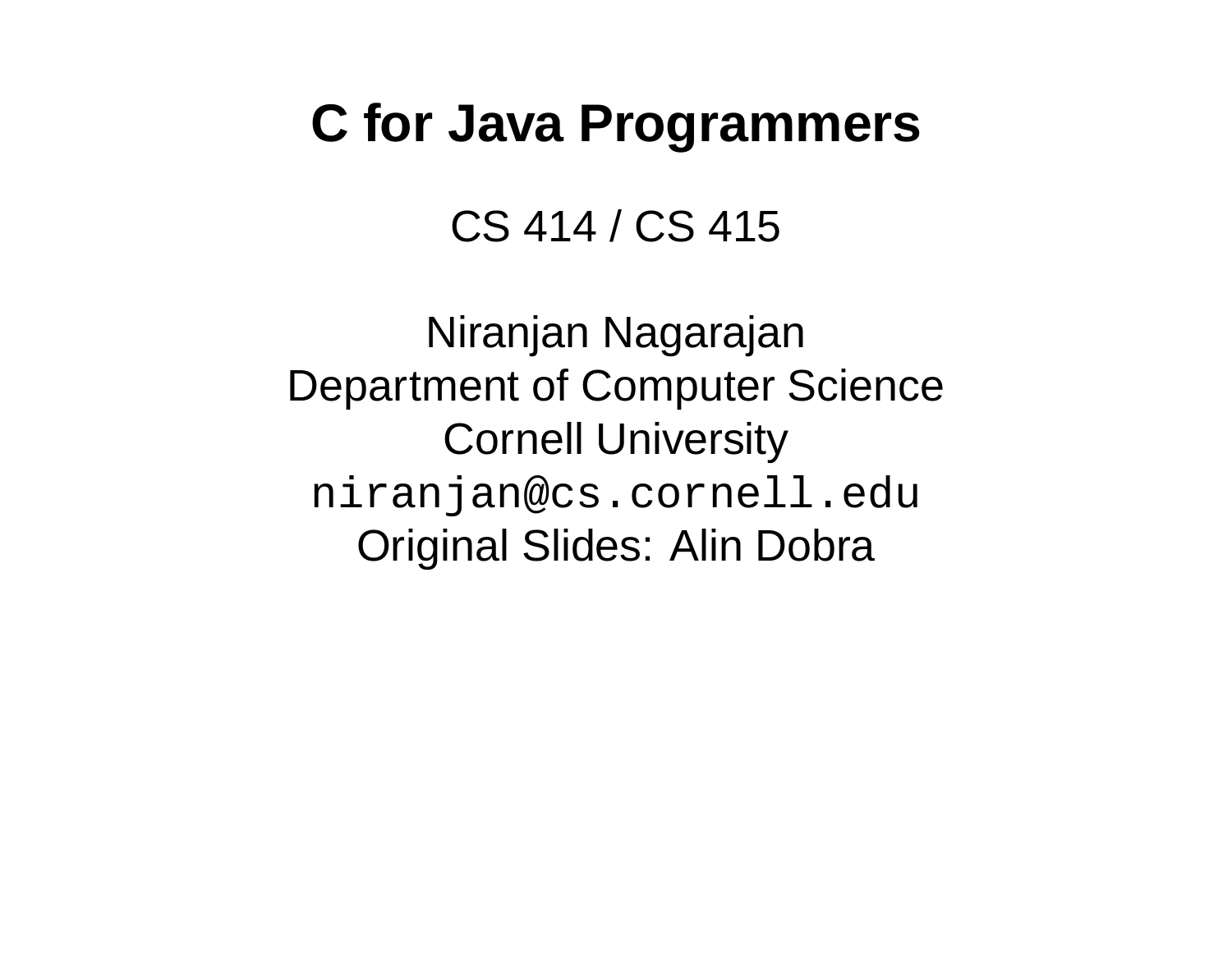# C for Java Programmers

CS 414 / CS 415

Niranjan Nagarajan
Department of Computer Science
Cornell University
`niranjan@cs.cornell.edu`
Original Slides: Alin Dobra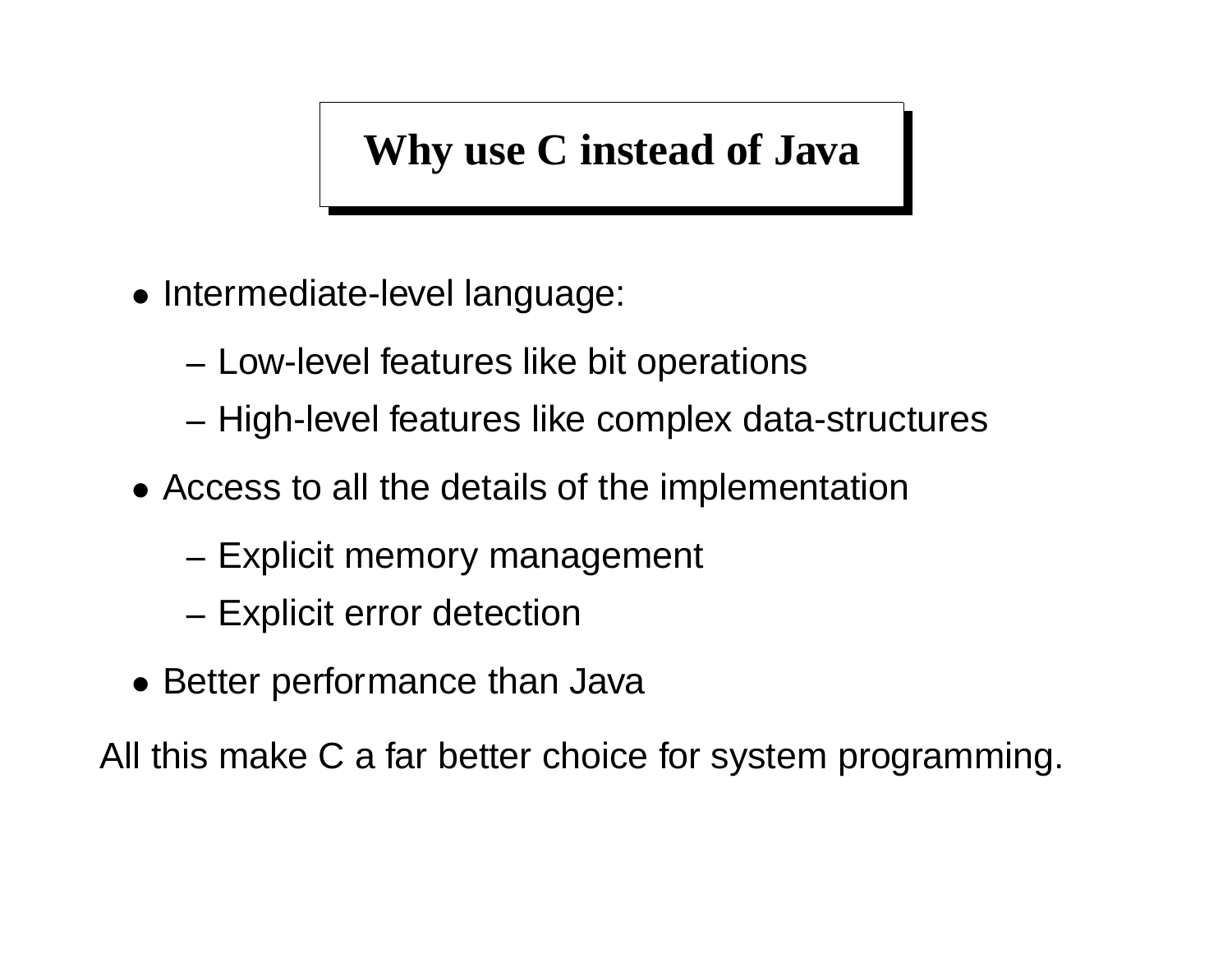# Why use C instead of Java

- Intermediate-level language:
  - Low-level features like bit operations
  - High-level features like complex data-structures
- Access to all the details of the implementation
  - Explicit memory management
  - Explicit error detection
- Better performance than Java

All this make C a far better choice for system programming.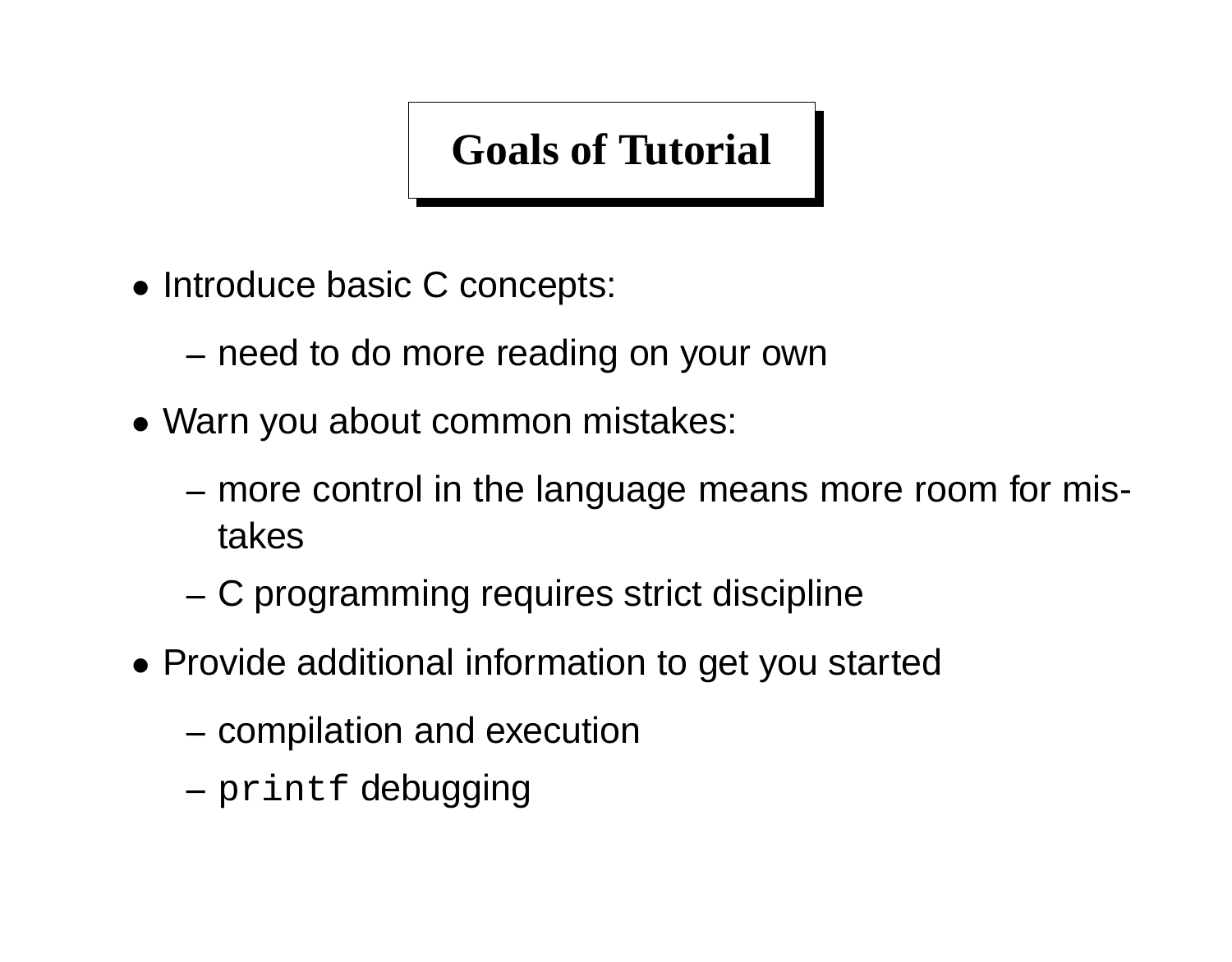# Goals of Tutorial

- Introduce basic C concepts:
  - need to do more reading on your own
- Warn you about common mistakes:
  - more control in the language means more room for mistakes
  - C programming requires strict discipline
- Provide additional information to get you started
  - compilation and execution
  - `printf` debugging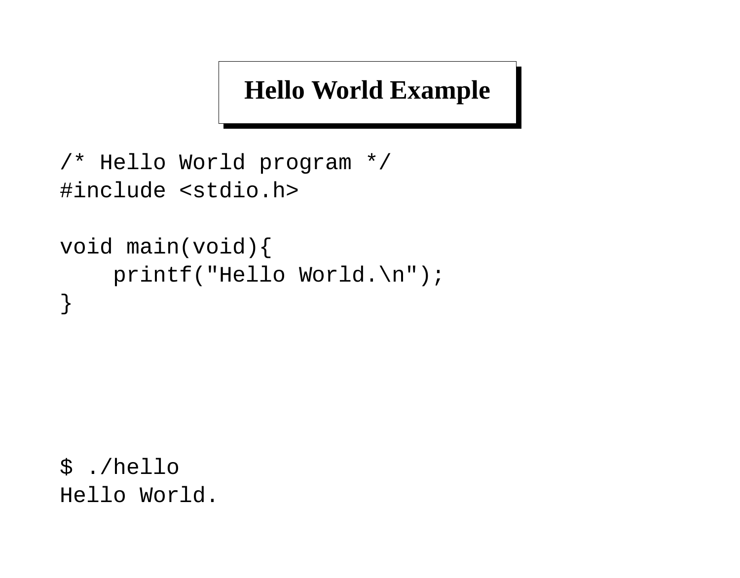# Hello World Example

```
/* Hello World program */
#include <stdio.h>

void main(void){
    printf("Hello World.\n");
}
```

```
$ ./hello
Hello World.
```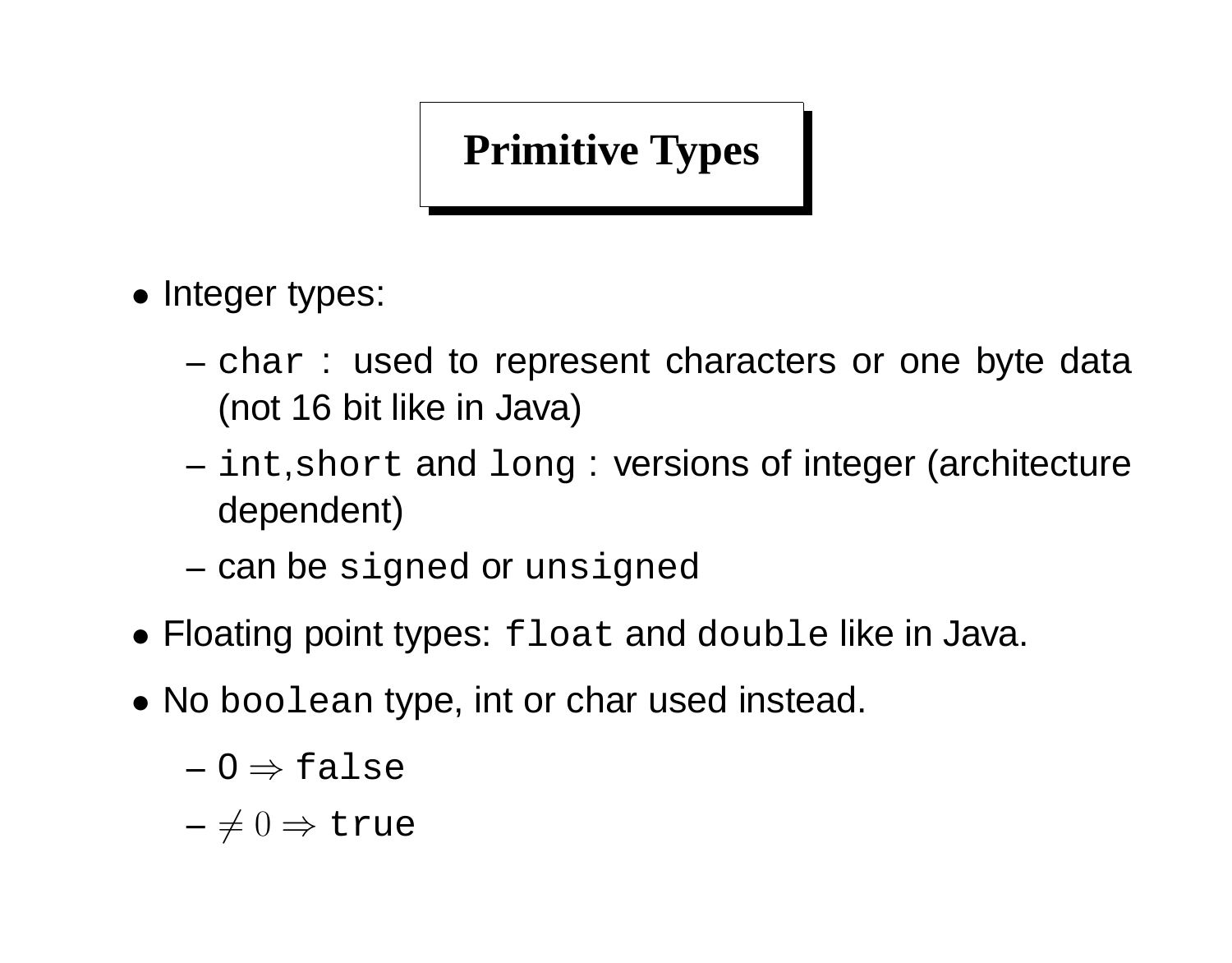# Primitive Types

- Integer types:
  - `char` : used to represent characters or one byte data (not 16 bit like in Java)
  - `int`,`short` and `long` : versions of integer (architecture dependent)
  - can be `signed` or `unsigned`
- Floating point types: `float` and `double` like in Java.
- No `boolean` type, int or char used instead.
  - 0 $\Rightarrow$ `false`
  - $\neq 0 \Rightarrow$ `true`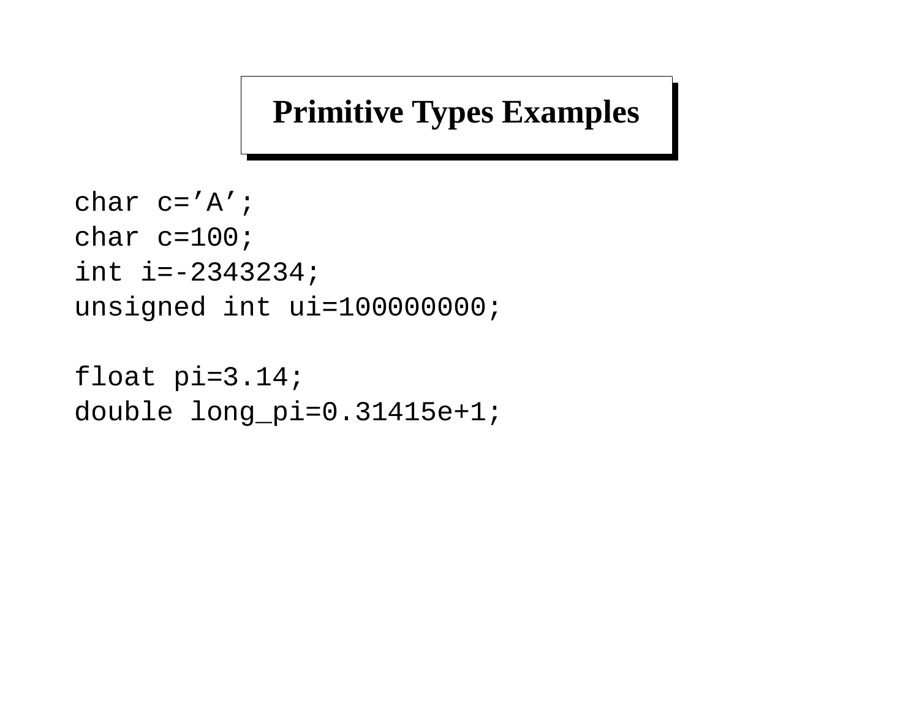# Primitive Types Examples

```
char c='A';
char c=100;
int i=-2343234;
unsigned int ui=100000000;

float pi=3.14;
double long_pi=0.31415e+1;
```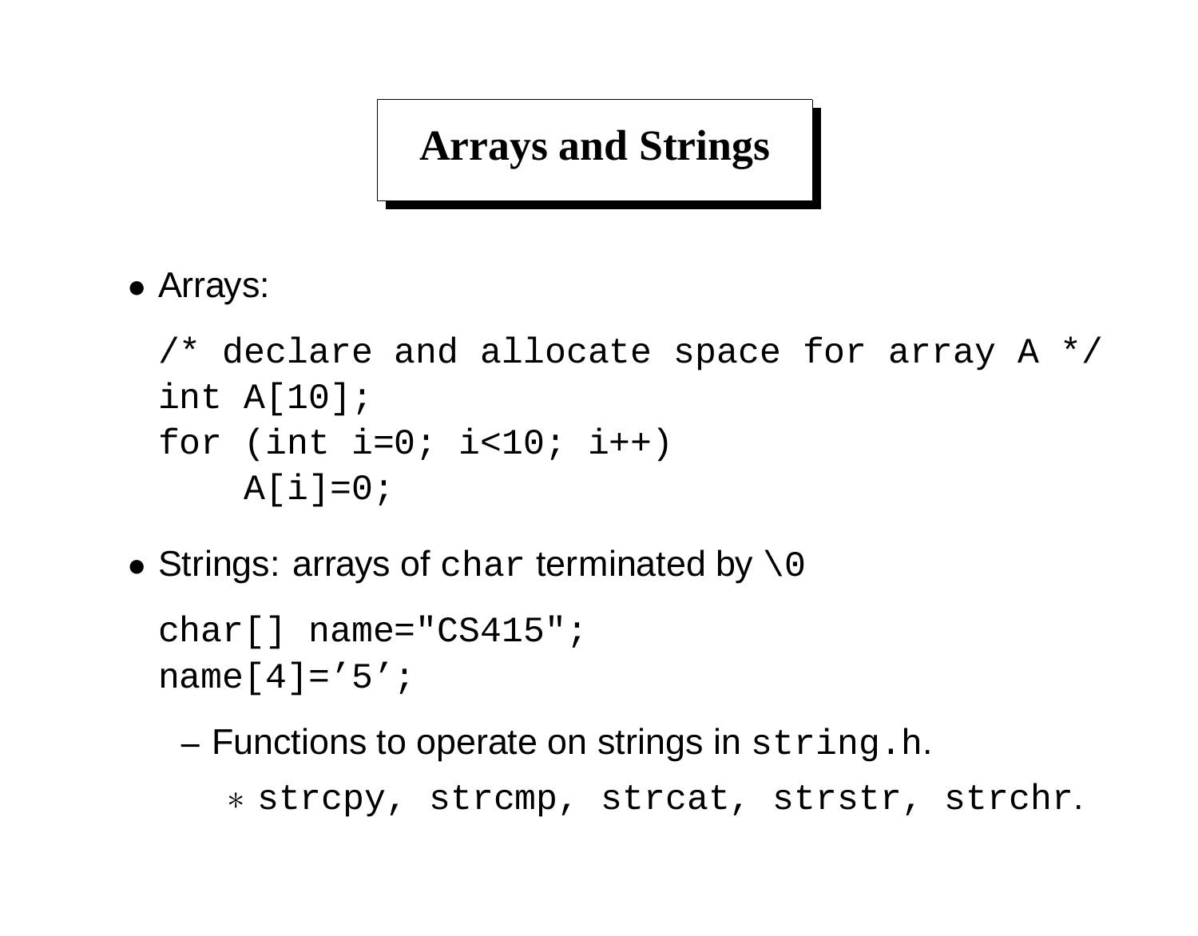# Arrays and Strings

- Arrays:

```
/* declare and allocate space for array A */
int A[10];
for (int i=0; i<10; i++)
    A[i]=0;
```

- Strings: arrays of `char` terminated by `\0`

```
char[] name="CS415";
name[4]='5';
```

  – Functions to operate on strings in `string.h`.

    ∗ `strcpy, strcmp, strcat, strstr, strchr`.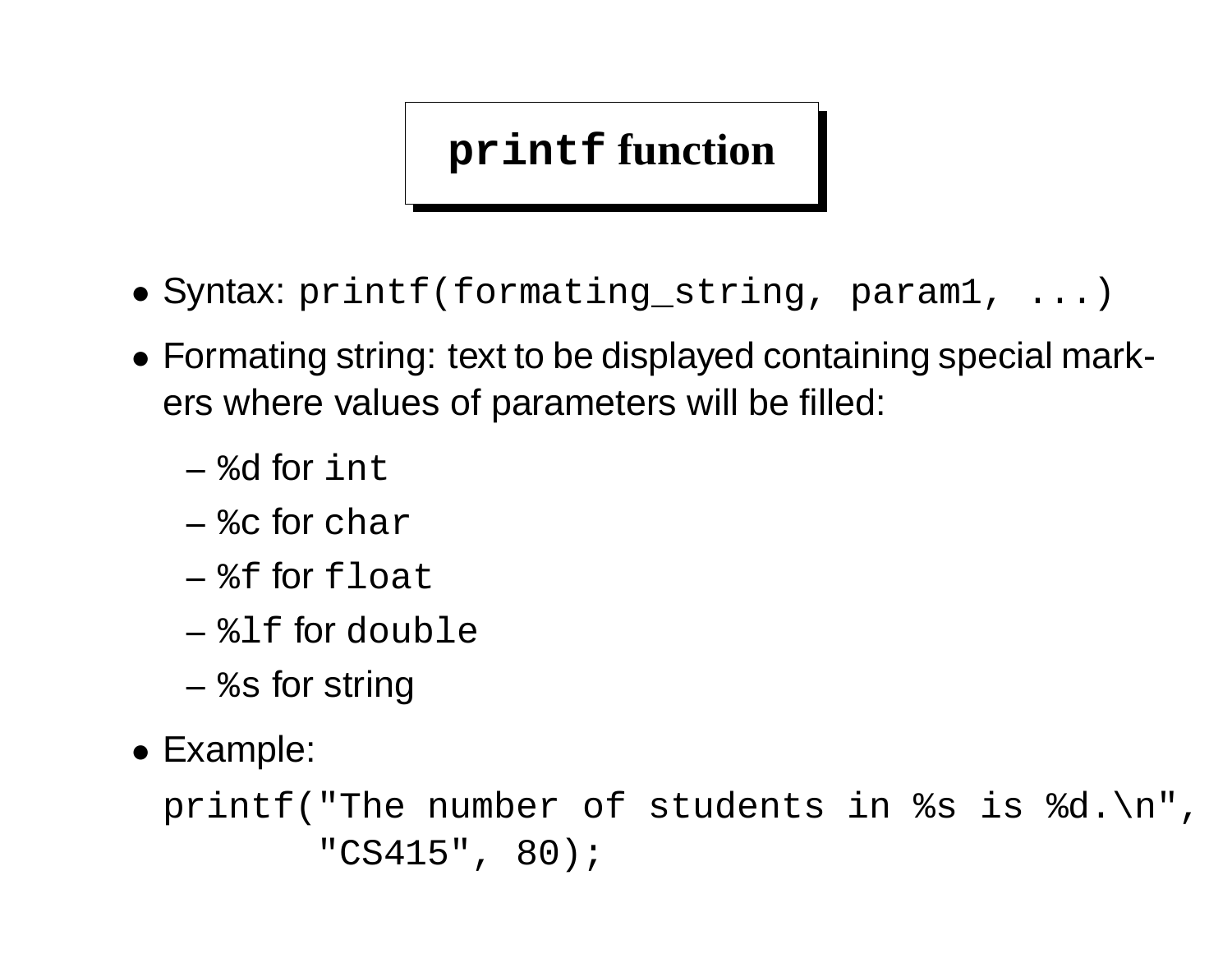# `printf` function

- Syntax: `printf(formating_string, param1, ...)`
- Formating string: text to be displayed containing special markers where values of parameters will be filled:
  - `%d` for `int`
  - `%c` for `char`
  - `%f` for `float`
  - `%lf` for `double`
  - `%s` for string
- Example:

```
printf("The number of students in %s is %d.\n",
       "CS415", 80);
```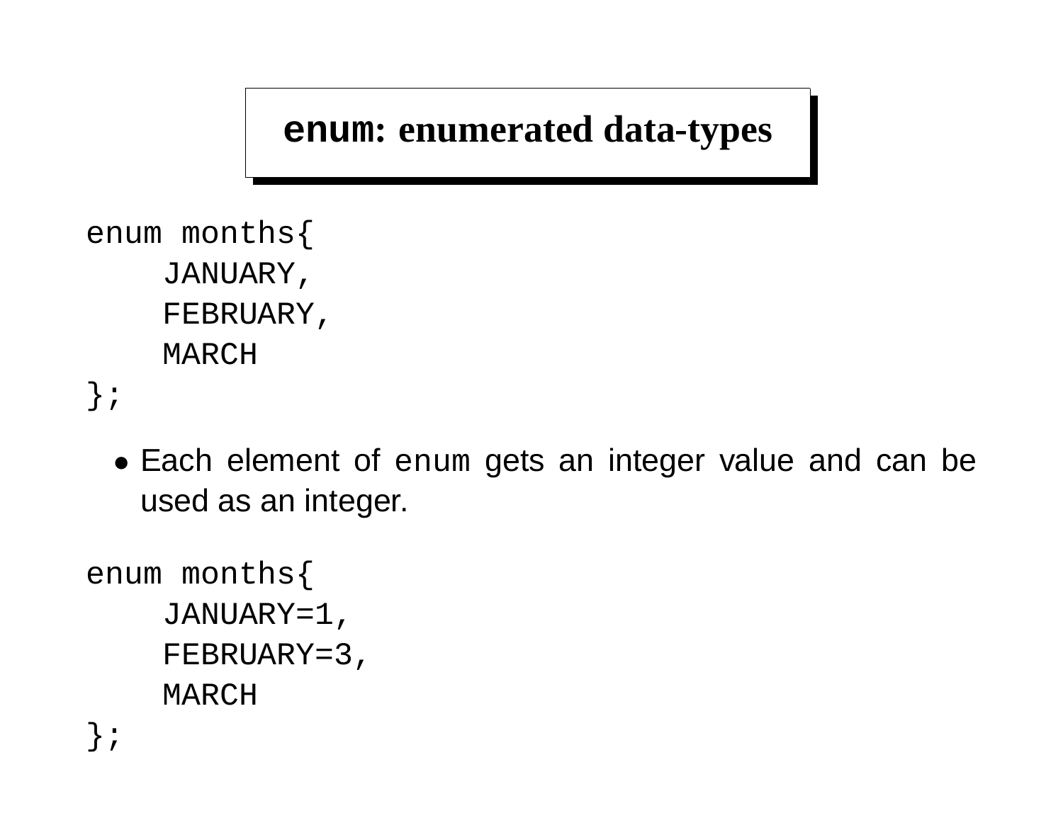# `enum`: enumerated data-types

```
enum months{
    JANUARY,
    FEBRUARY,
    MARCH
};
```

- Each element of `enum` gets an integer value and can be used as an integer.

```
enum months{
    JANUARY=1,
    FEBRUARY=3,
    MARCH
};
```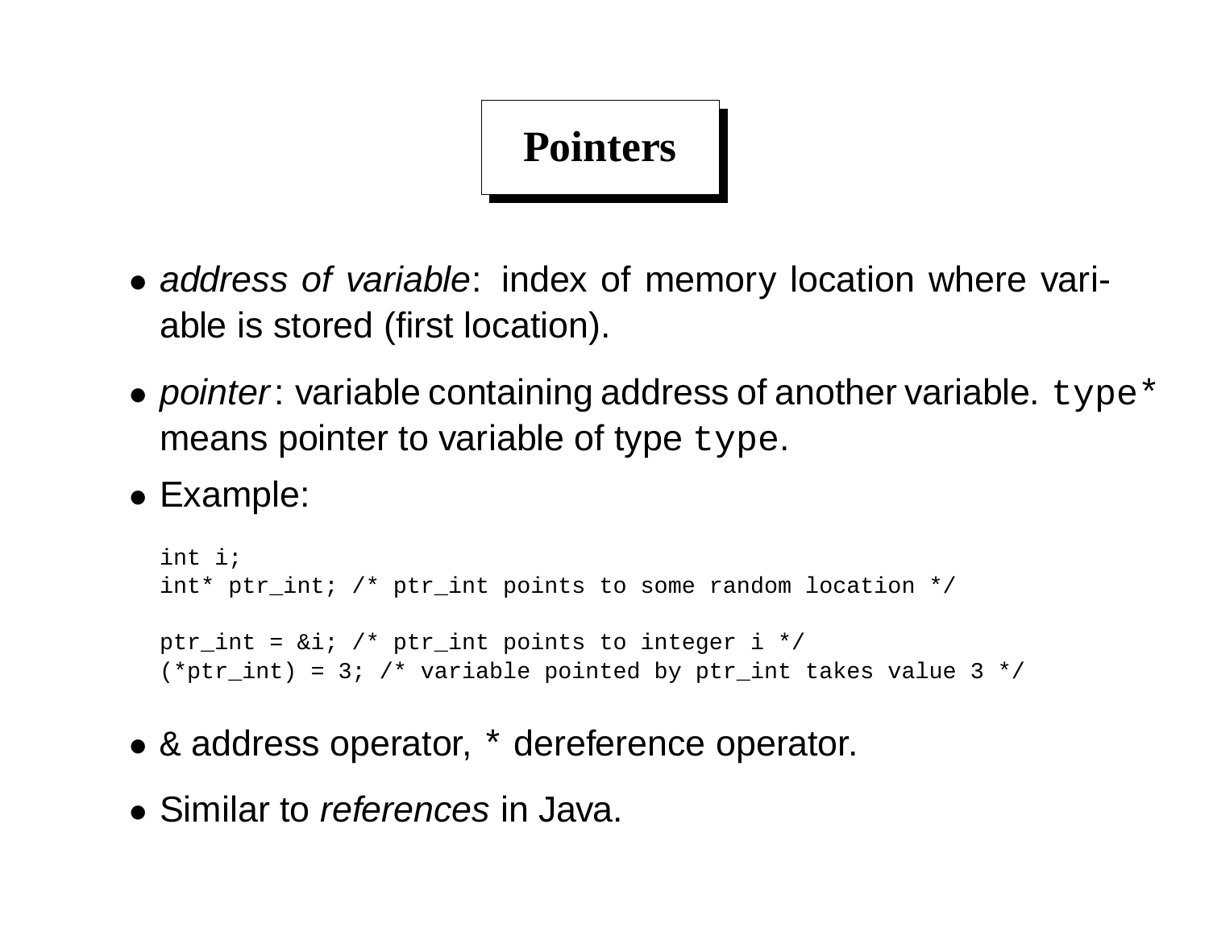# Pointers

- *address of variable*: index of memory location where variable is stored (first location).
- *pointer*: variable containing address of another variable. `type*` means pointer to variable of type `type`.
- Example:

```
int i;
int* ptr_int; /* ptr_int points to some random location */

ptr_int = &i; /* ptr_int points to integer i */
(*ptr_int) = 3; /* variable pointed by ptr_int takes value 3 */
```

- & address operator, * dereference operator.
- Similar to *references* in Java.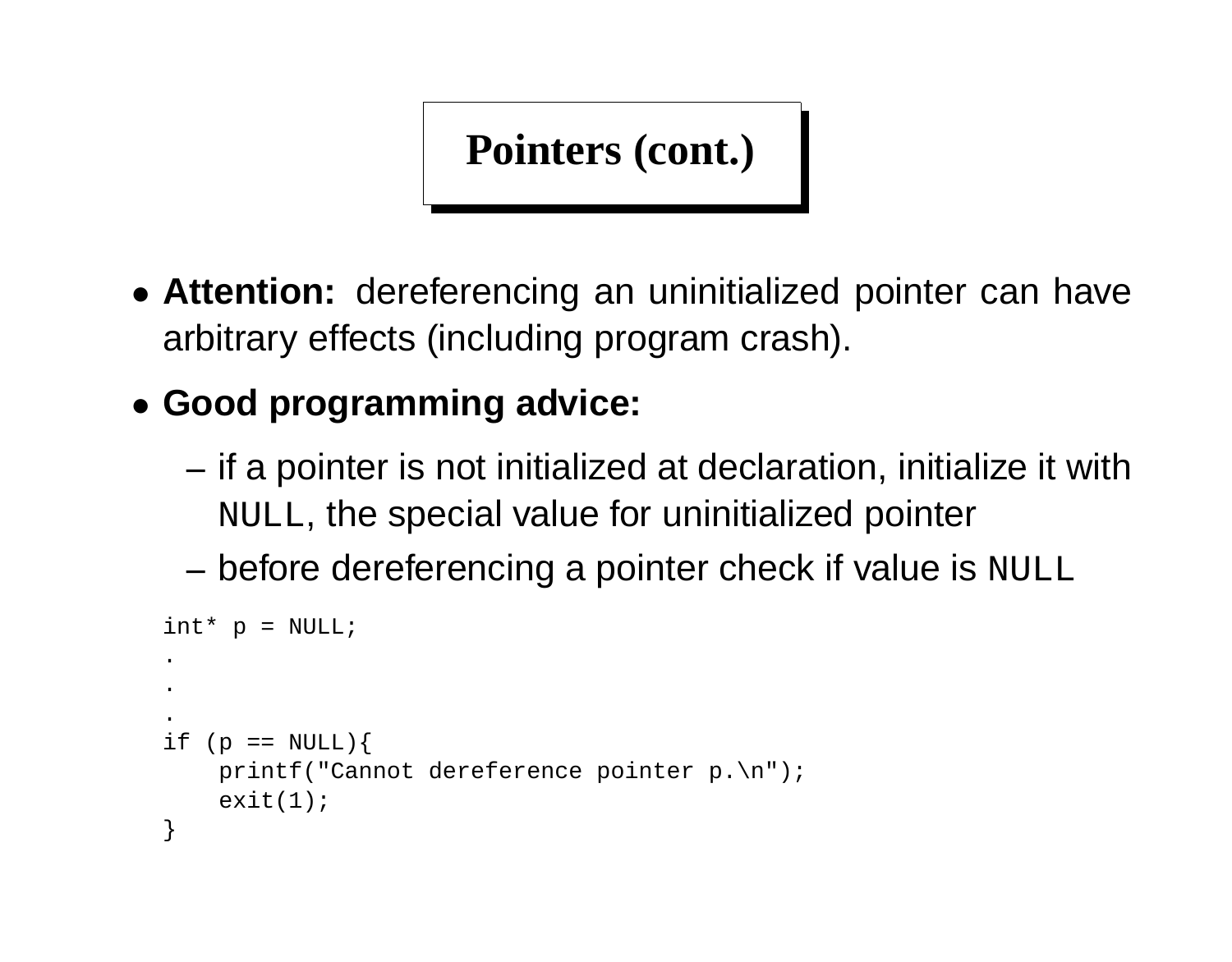# Pointers (cont.)

- **Attention:** dereferencing an uninitialized pointer can have arbitrary effects (including program crash).
- **Good programming advice:**
  - if a pointer is not initialized at declaration, initialize it with `NULL`, the special value for uninitialized pointer
  - before dereferencing a pointer check if value is `NULL`

```
int* p = NULL;
.
.
.
if (p == NULL){
    printf("Cannot dereference pointer p.\n");
    exit(1);
}
```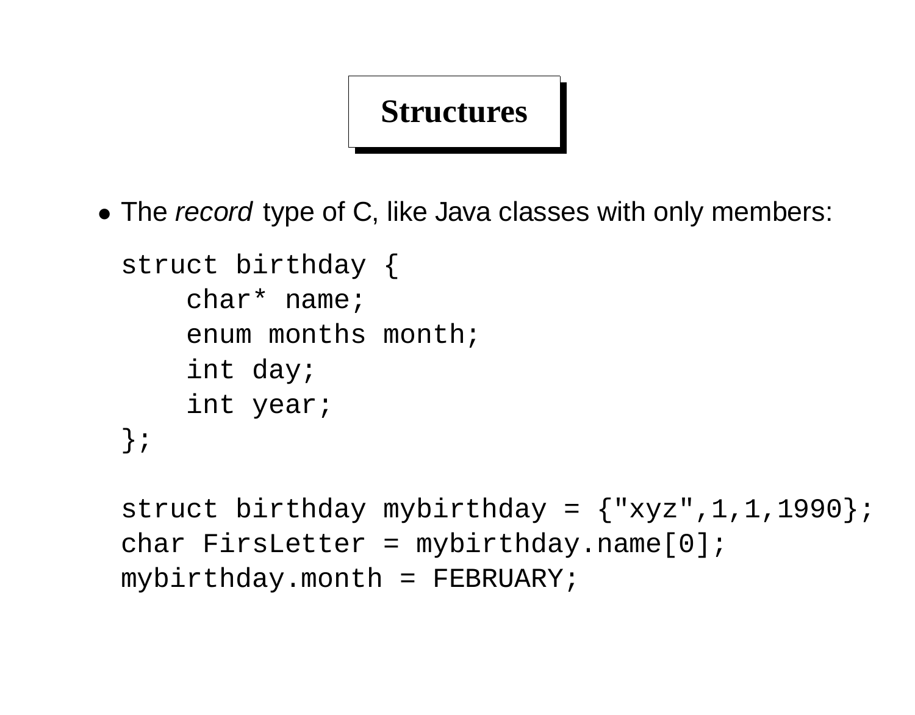# Structures

- The *record* type of C, like Java classes with only members:

```
struct birthday {
    char* name;
    enum months month;
    int day;
    int year;
};

struct birthday mybirthday = {"xyz",1,1,1990};
char FirsLetter = mybirthday.name[0];
mybirthday.month = FEBRUARY;
```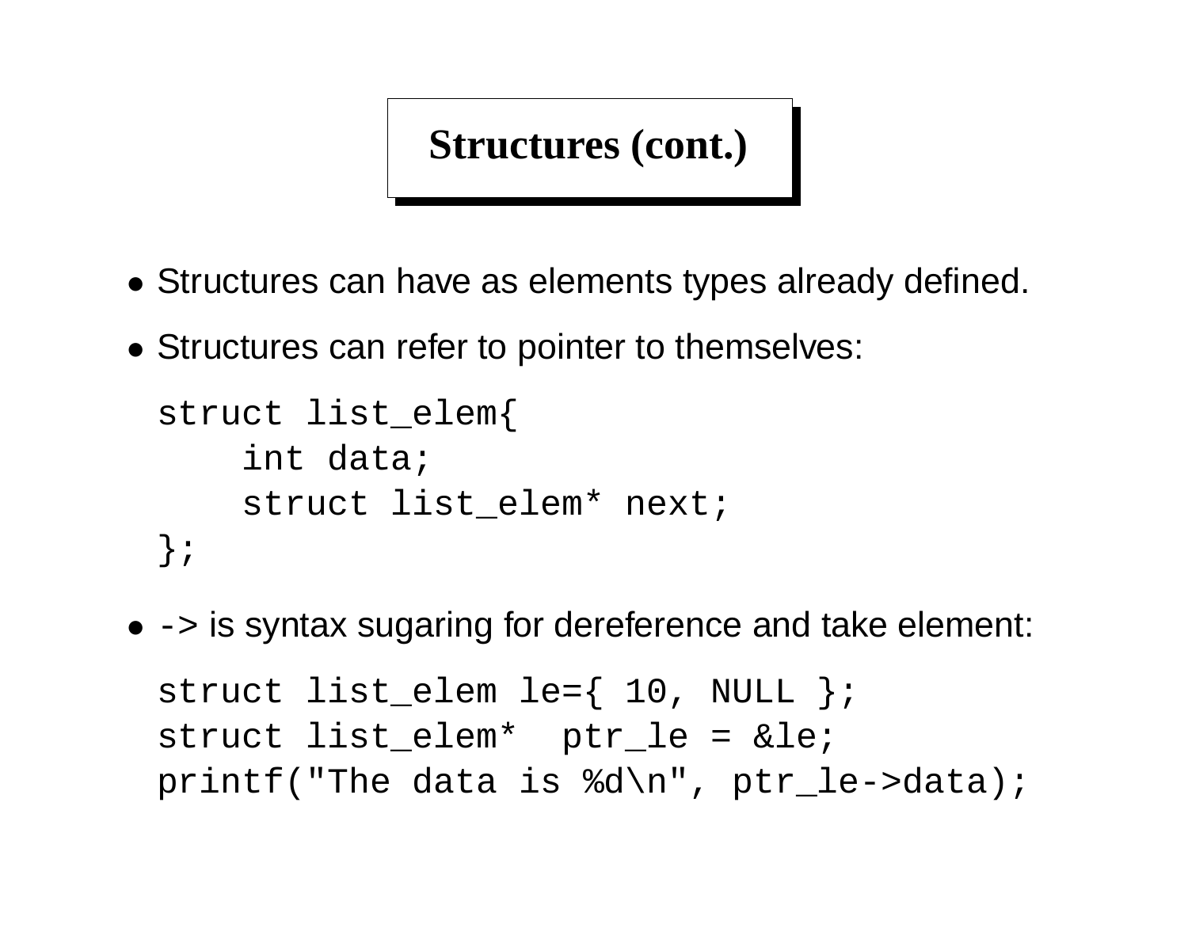# Structures (cont.)

- Structures can have as elements types already defined.
- Structures can refer to pointer to themselves:

```
struct list_elem{
    int data;
    struct list_elem* next;
};
```

- `->` is syntax sugaring for dereference and take element:

```
struct list_elem le={ 10, NULL };
struct list_elem*  ptr_le = &le;
printf("The data is %d\n", ptr_le->data);
```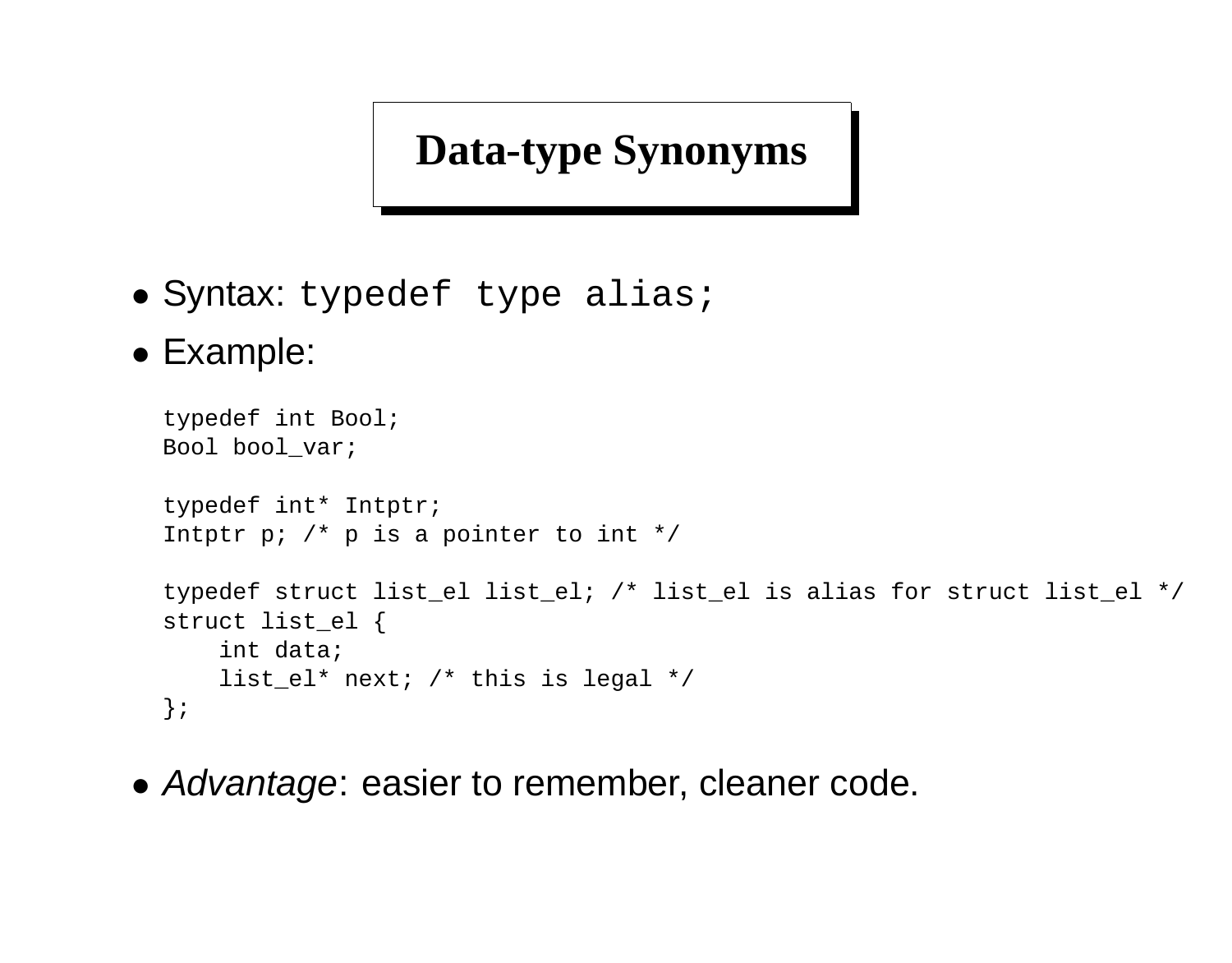# Data-type Synonyms

- Syntax: `typedef type alias;`
- Example:

```
typedef int Bool;
Bool bool_var;

typedef int* Intptr;
Intptr p; /* p is a pointer to int */

typedef struct list_el list_el; /* list_el is alias for struct list_el */
struct list_el {
    int data;
    list_el* next; /* this is legal */
};
```

- *Advantage*: easier to remember, cleaner code.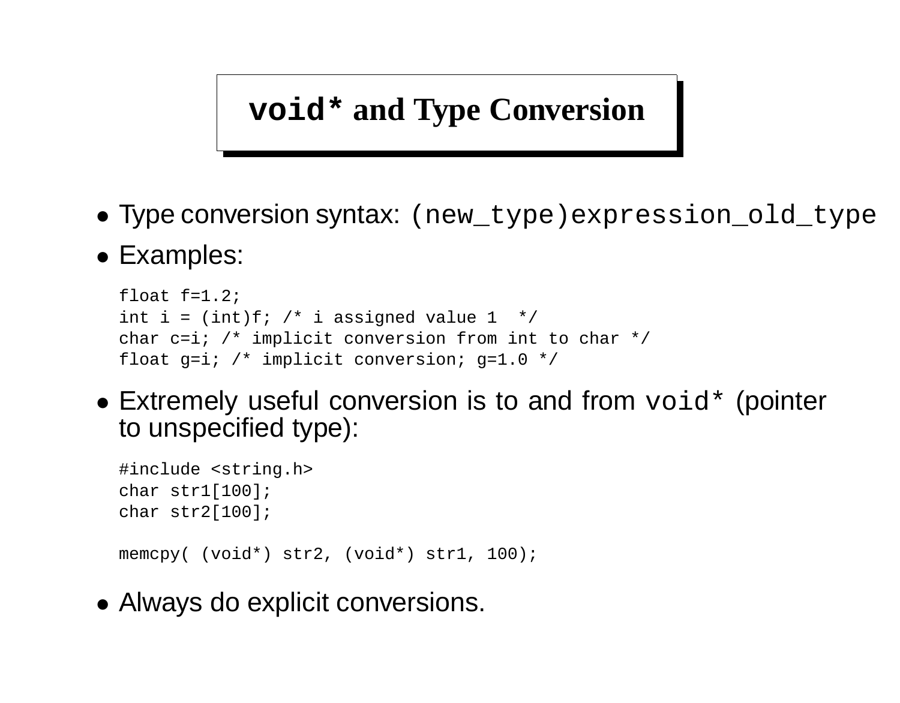# `void*` and Type Conversion

- Type conversion syntax: `(new_type)expression_old_type`
- Examples:

```
float f=1.2;
int i = (int)f; /* i assigned value 1  */
char c=i; /* implicit conversion from int to char */
float g=i; /* implicit conversion; g=1.0 */
```

- Extremely useful conversion is to and from `void*` (pointer to unspecified type):

```
#include <string.h>
char str1[100];
char str2[100];

memcpy( (void*) str2, (void*) str1, 100);
```

- Always do explicit conversions.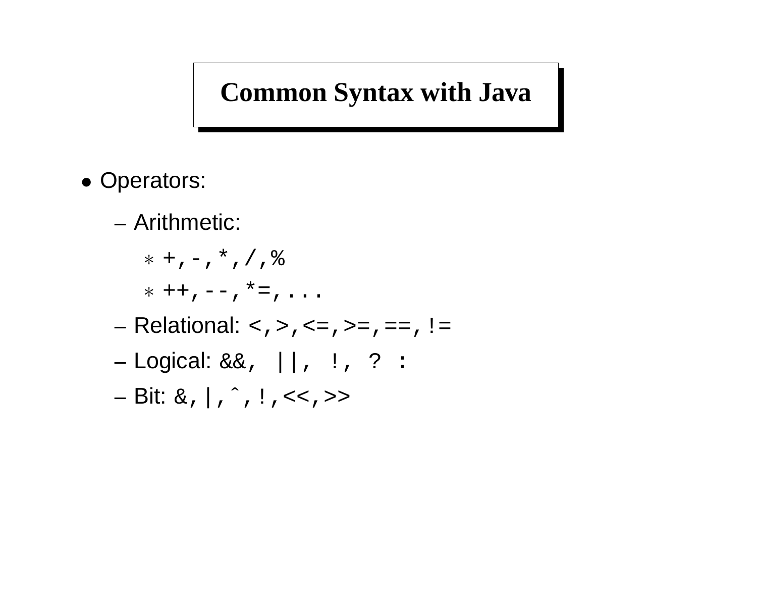# Common Syntax with Java

- Operators:
  - Arithmetic:
    - `+,-,*,/,%`
    - `++,--,*=,...`
  - Relational: `<,>,<=,>=,==,!=`
  - Logical: `&&, ||, !, ? :`
  - Bit: `&,|,^,!,<<,>>`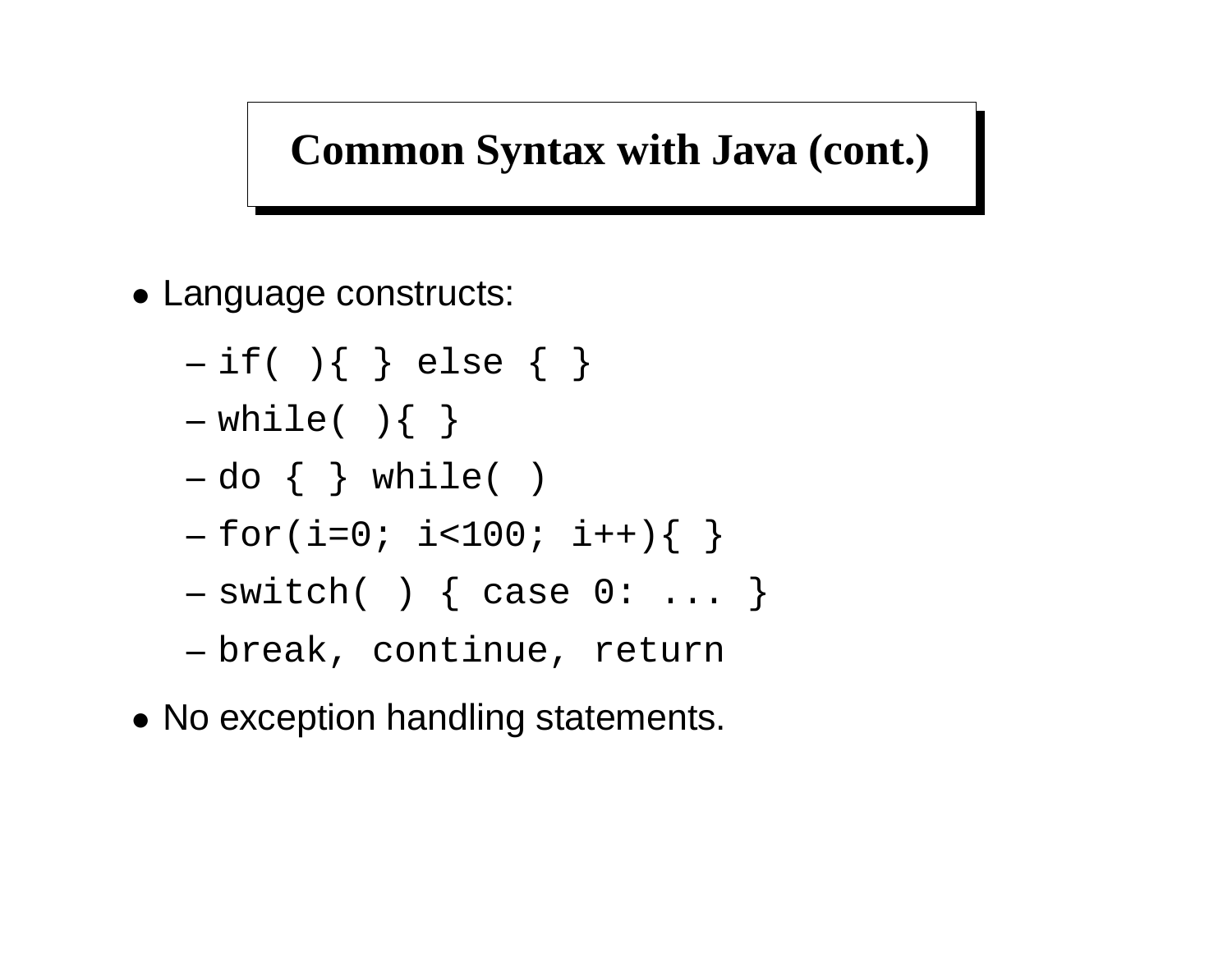## Common Syntax with Java (cont.)

- Language constructs:
  - `if( ){ } else { }`
  - `while( ){ }`
  - `do { } while( )`
  - `for(i=0; i<100; i++){ }`
  - `switch( ) { case 0: ... }`
  - `break, continue, return`
- No exception handling statements.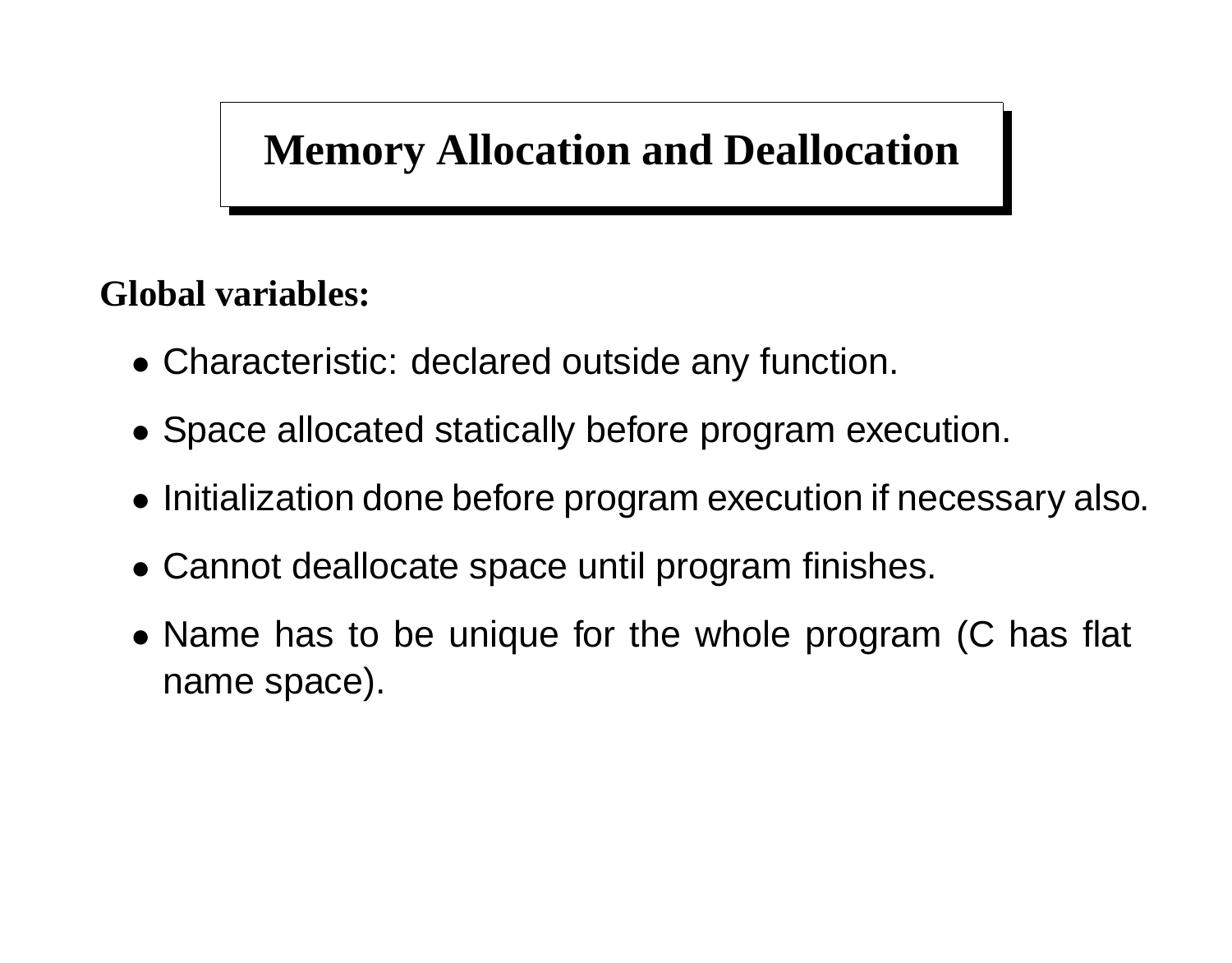# Memory Allocation and Deallocation

**Global variables:**

- Characteristic: declared outside any function.
- Space allocated statically before program execution.
- Initialization done before program execution if necessary also.
- Cannot deallocate space until program finishes.
- Name has to be unique for the whole program (C has flat name space).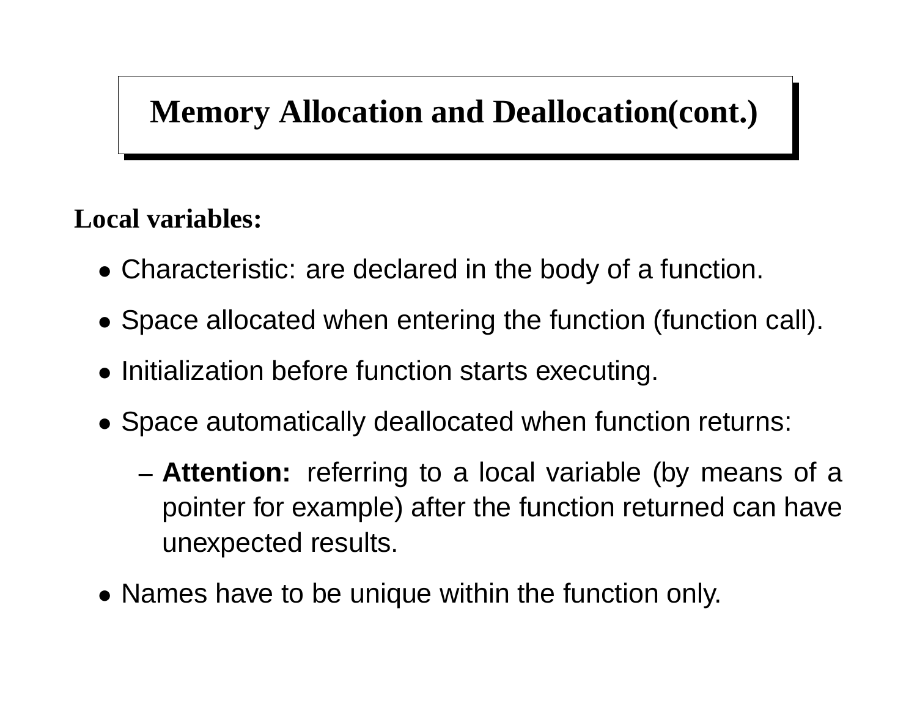# Memory Allocation and Deallocation(cont.)

**Local variables:**

- Characteristic: are declared in the body of a function.
- Space allocated when entering the function (function call).
- Initialization before function starts executing.
- Space automatically deallocated when function returns:
  - **Attention:** referring to a local variable (by means of a pointer for example) after the function returned can have unexpected results.
- Names have to be unique within the function only.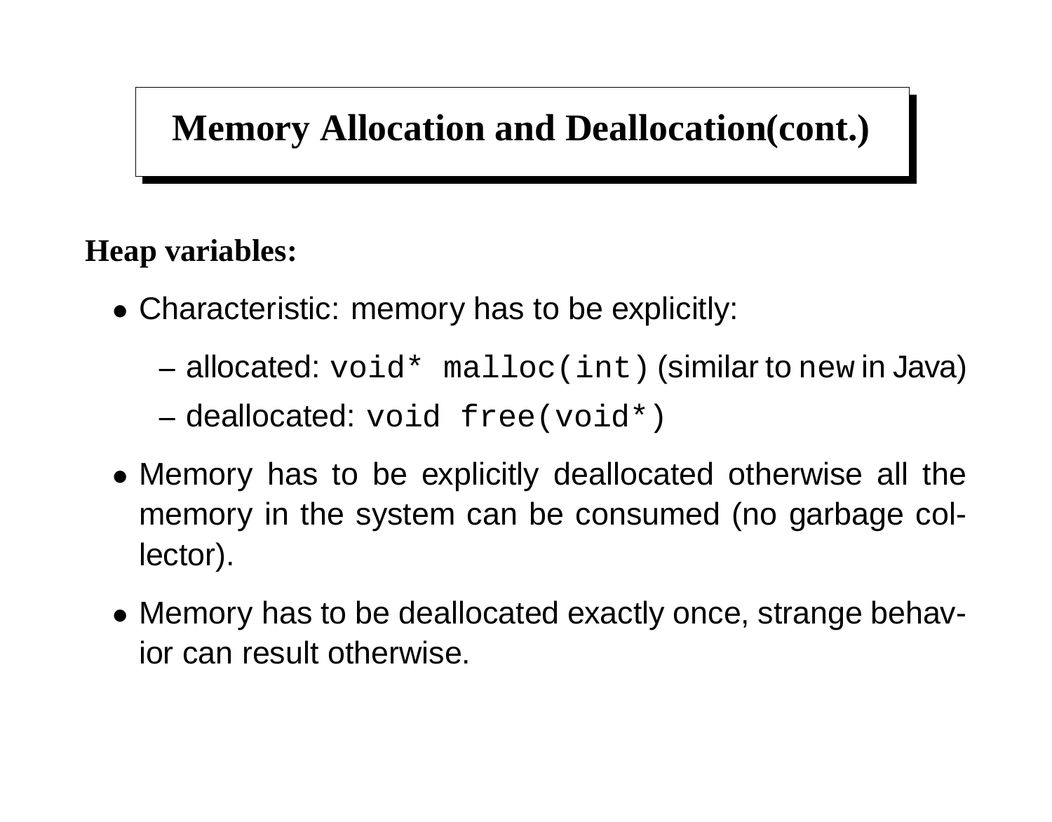# Memory Allocation and Deallocation(cont.)

**Heap variables:**

- Characteristic: memory has to be explicitly:
  - allocated: `void* malloc(int)` (similar to `new` in Java)
  - deallocated: `void free(void*)`
- Memory has to be explicitly deallocated otherwise all the memory in the system can be consumed (no garbage collector).
- Memory has to be deallocated exactly once, strange behavior can result otherwise.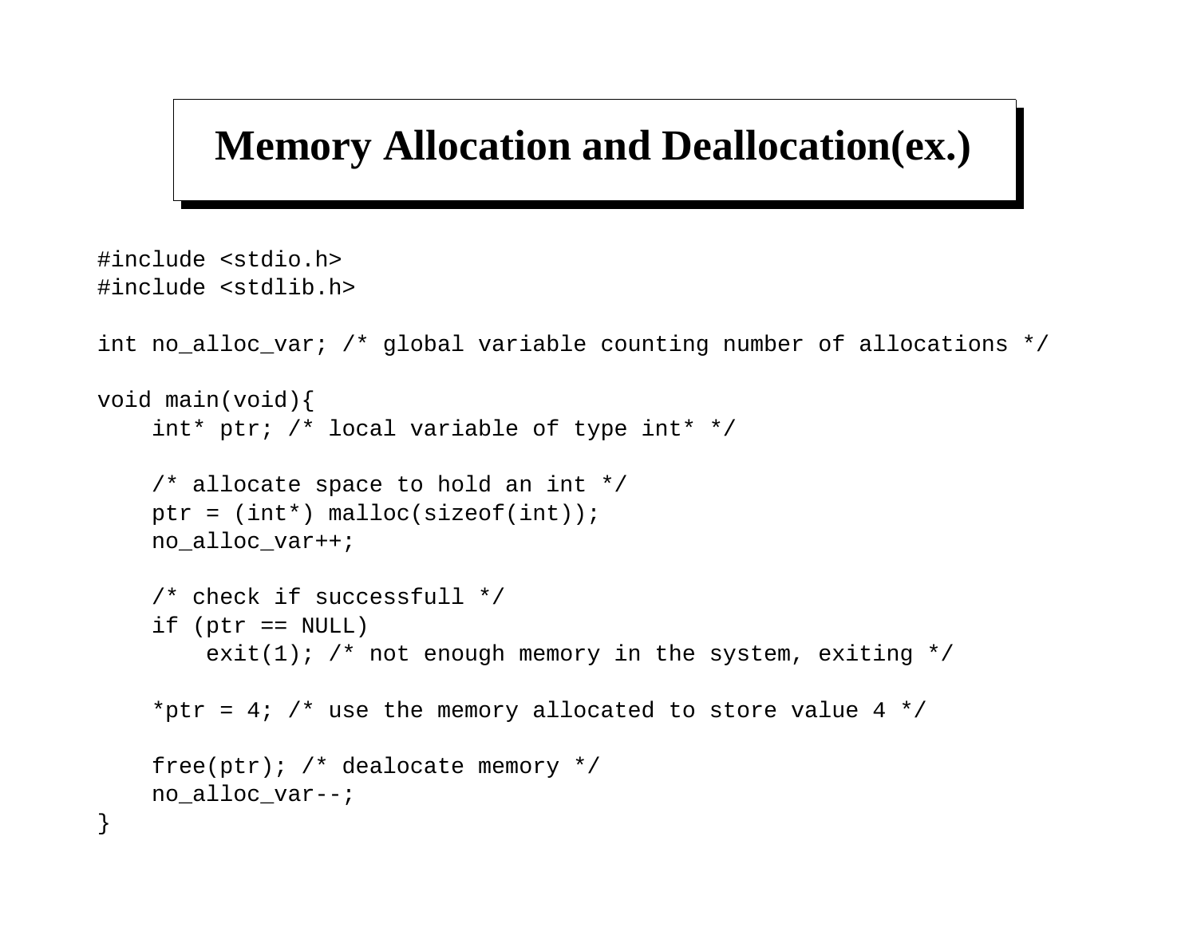# Memory Allocation and Deallocation(ex.)

```
#include <stdio.h>
#include <stdlib.h>

int no_alloc_var; /* global variable counting number of allocations */

void main(void){
    int* ptr; /* local variable of type int* */

    /* allocate space to hold an int */
    ptr = (int*) malloc(sizeof(int));
    no_alloc_var++;

    /* check if successfull */
    if (ptr == NULL)
        exit(1); /* not enough memory in the system, exiting */

    *ptr = 4; /* use the memory allocated to store value 4 */

    free(ptr); /* dealocate memory */
    no_alloc_var--;
}
```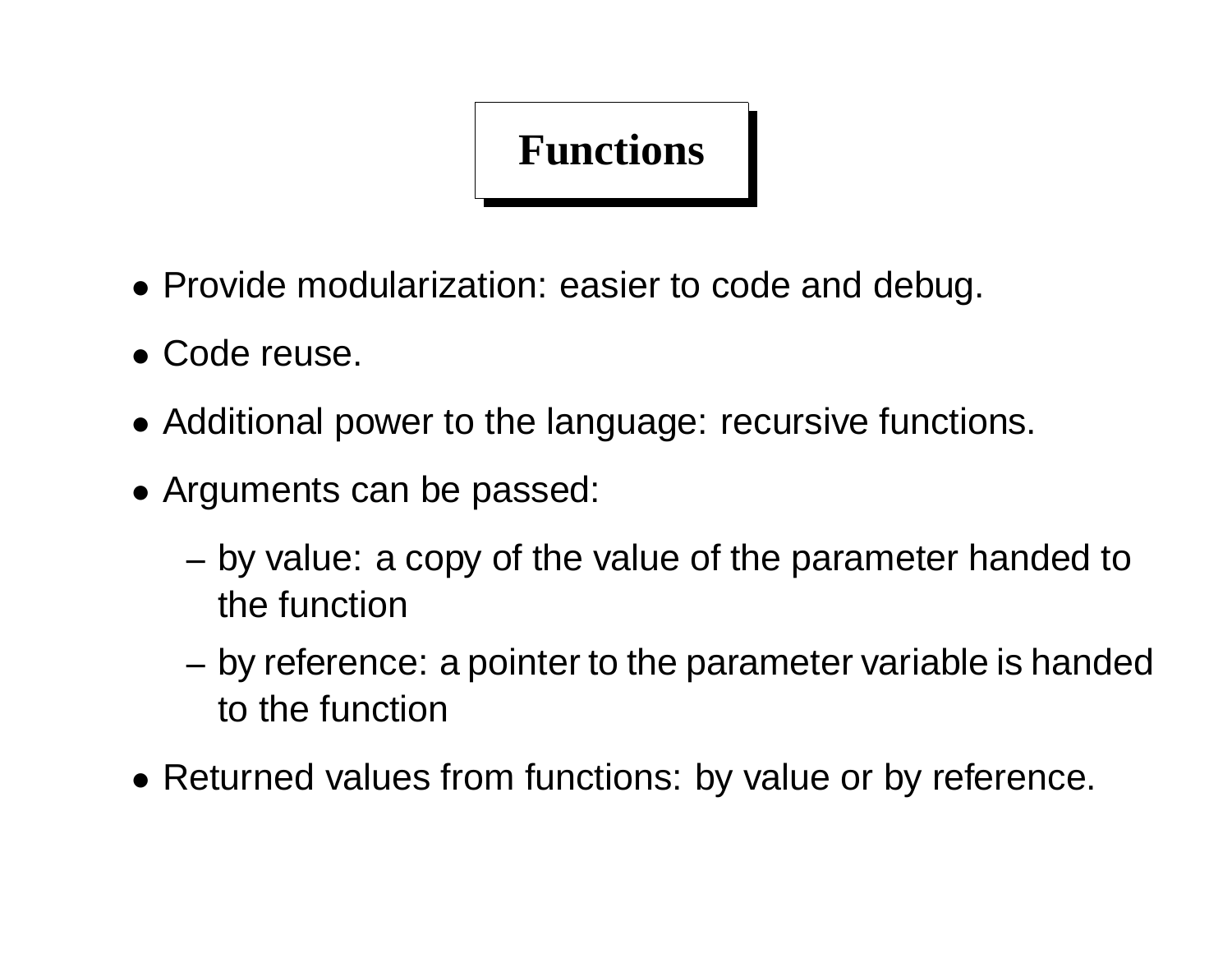# Functions

- Provide modularization: easier to code and debug.
- Code reuse.
- Additional power to the language: recursive functions.
- Arguments can be passed:
  - by value: a copy of the value of the parameter handed to the function
  - by reference: a pointer to the parameter variable is handed to the function
- Returned values from functions: by value or by reference.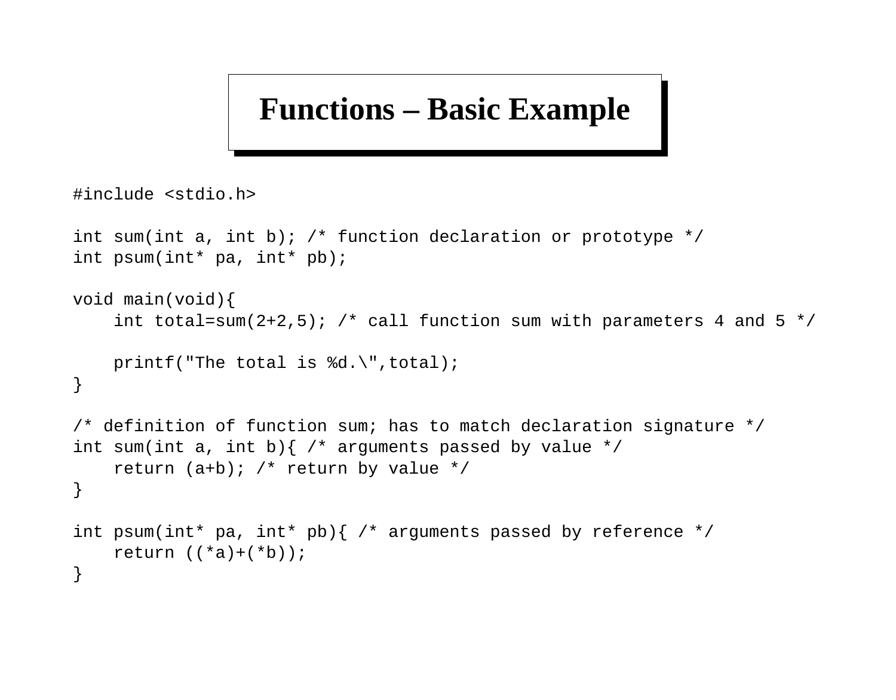# Functions – Basic Example

```
#include <stdio.h>

int sum(int a, int b); /* function declaration or prototype */
int psum(int* pa, int* pb);

void main(void){
    int total=sum(2+2,5); /* call function sum with parameters 4 and 5 */

    printf("The total is %d.\",total);
}

/* definition of function sum; has to match declaration signature */
int sum(int a, int b){ /* arguments passed by value */
    return (a+b); /* return by value */
}

int psum(int* pa, int* pb){ /* arguments passed by reference */
    return ((*a)+(*b));
}
```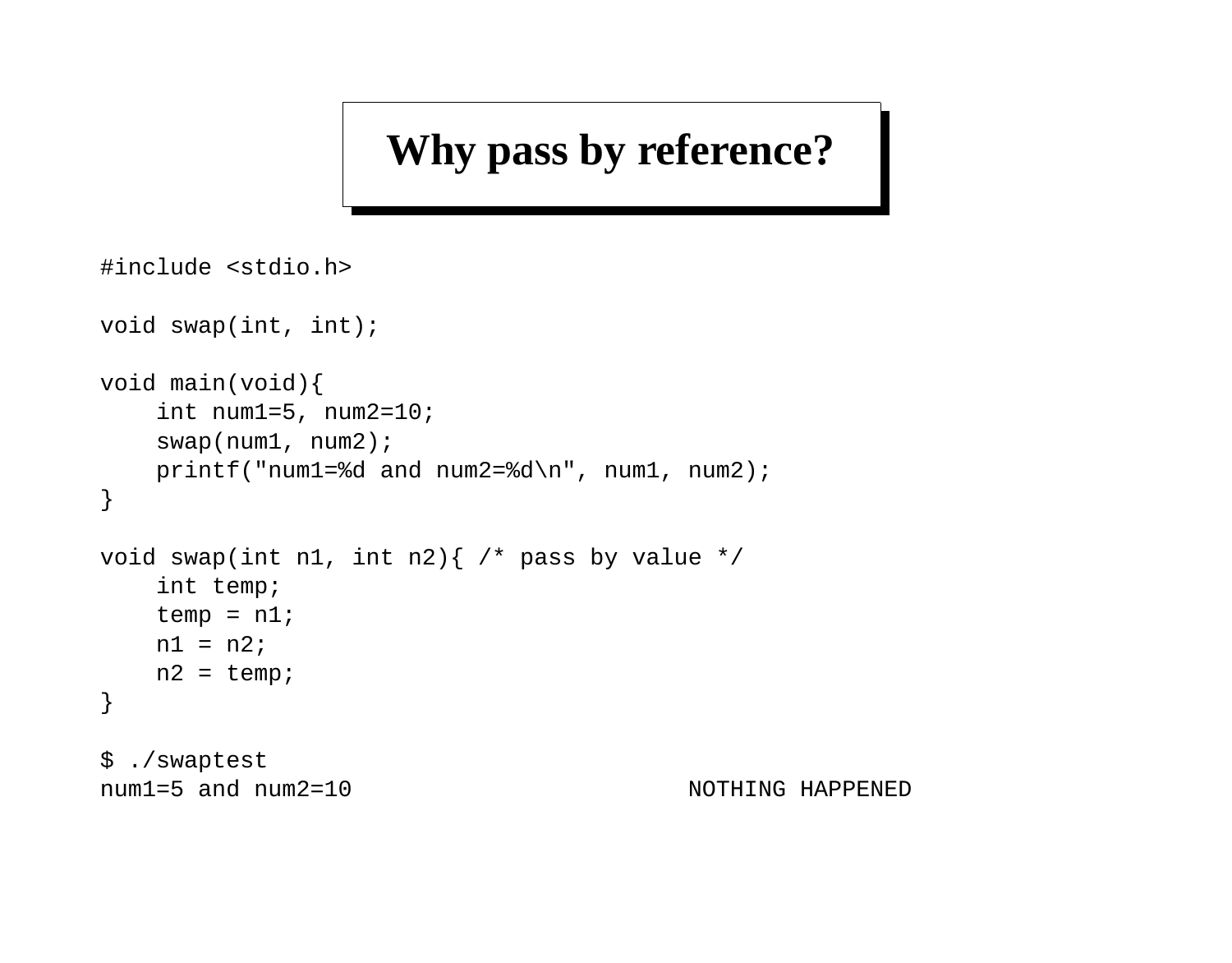# Why pass by reference?

```
#include <stdio.h>

void swap(int, int);

void main(void){
    int num1=5, num2=10;
    swap(num1, num2);
    printf("num1=%d and num2=%d\n", num1, num2);
}

void swap(int n1, int n2){ /* pass by value */
    int temp;
    temp = n1;
    n1 = n2;
    n2 = temp;
}

$ ./swaptest
num1=5 and num2=10                        NOTHING HAPPENED
```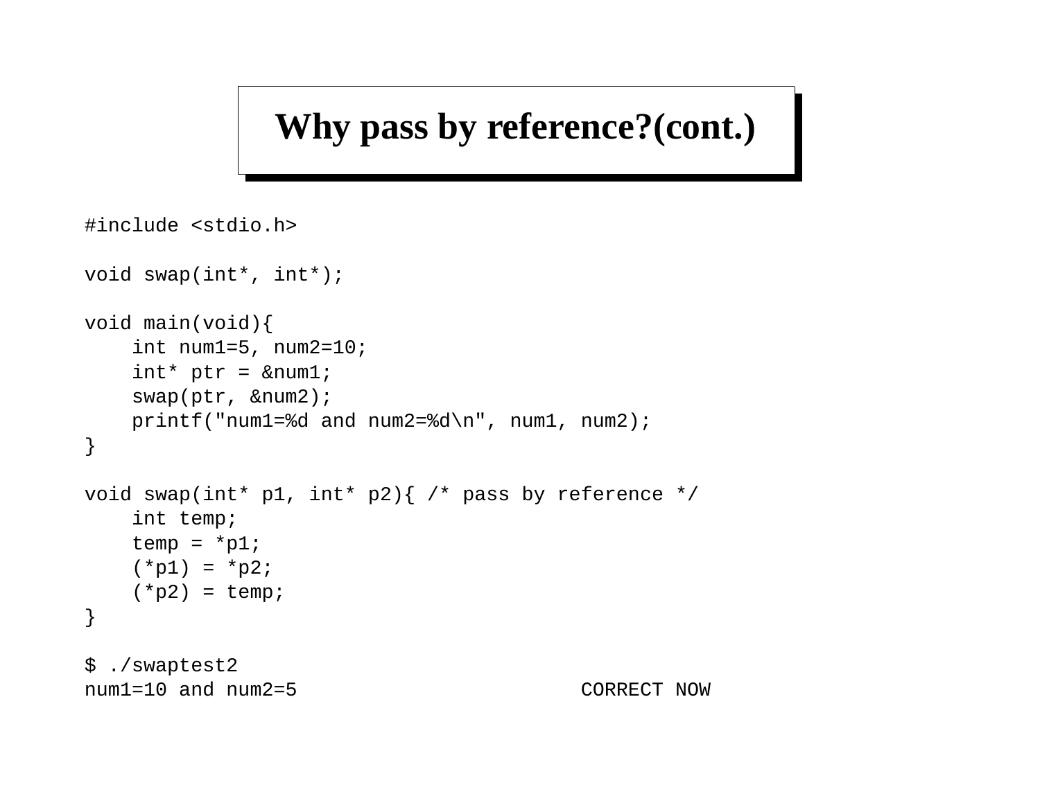# Why pass by reference?(cont.)

```
#include <stdio.h>

void swap(int*, int*);

void main(void){
    int num1=5, num2=10;
    int* ptr = &num1;
    swap(ptr, &num2);
    printf("num1=%d and num2=%d\n", num1, num2);
}

void swap(int* p1, int* p2){ /* pass by reference */
    int temp;
    temp = *p1;
    (*p1) = *p2;
    (*p2) = temp;
}

$ ./swaptest2
num1=10 and num2=5                        CORRECT NOW
```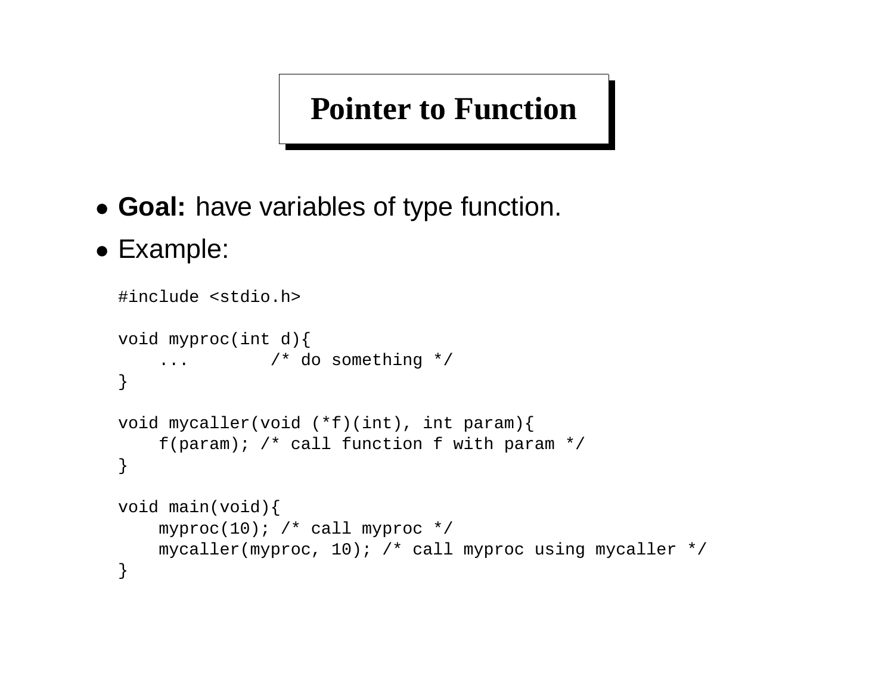# Pointer to Function

- **Goal:** have variables of type function.
- Example:

```
#include <stdio.h>

void myproc(int d){
    ...        /* do something */
}

void mycaller(void (*f)(int), int param){
    f(param); /* call function f with param */
}

void main(void){
    myproc(10); /* call myproc */
    mycaller(myproc, 10); /* call myproc using mycaller */
}
```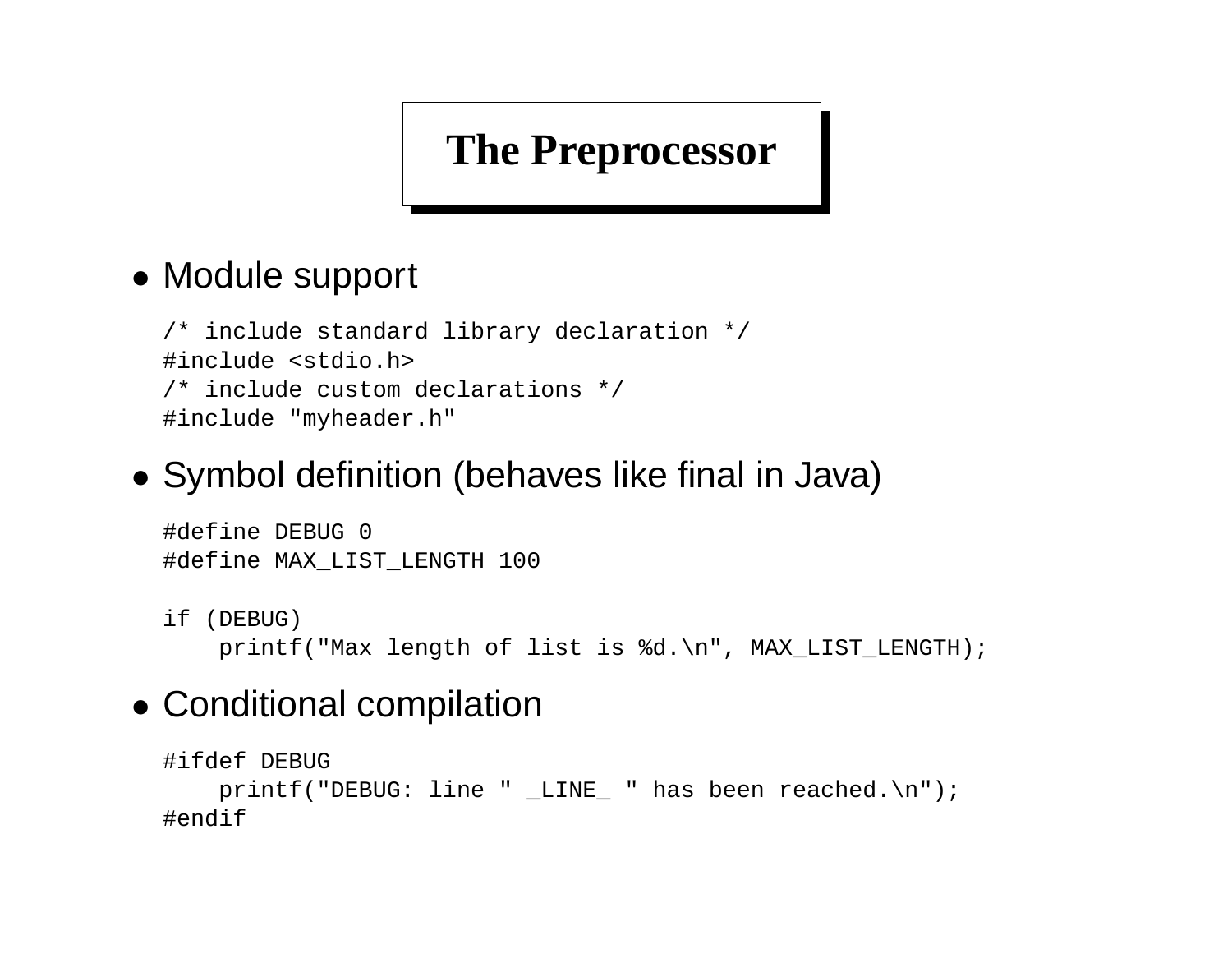# The Preprocessor

- Module support

```
/* include standard library declaration */
#include <stdio.h>
/* include custom declarations */
#include "myheader.h"
```

- Symbol definition (behaves like final in Java)

```
#define DEBUG 0
#define MAX_LIST_LENGTH 100

if (DEBUG)
    printf("Max length of list is %d.\n", MAX_LIST_LENGTH);
```

- Conditional compilation

```
#ifdef DEBUG
    printf("DEBUG: line " _LINE_ " has been reached.\n");
#endif
```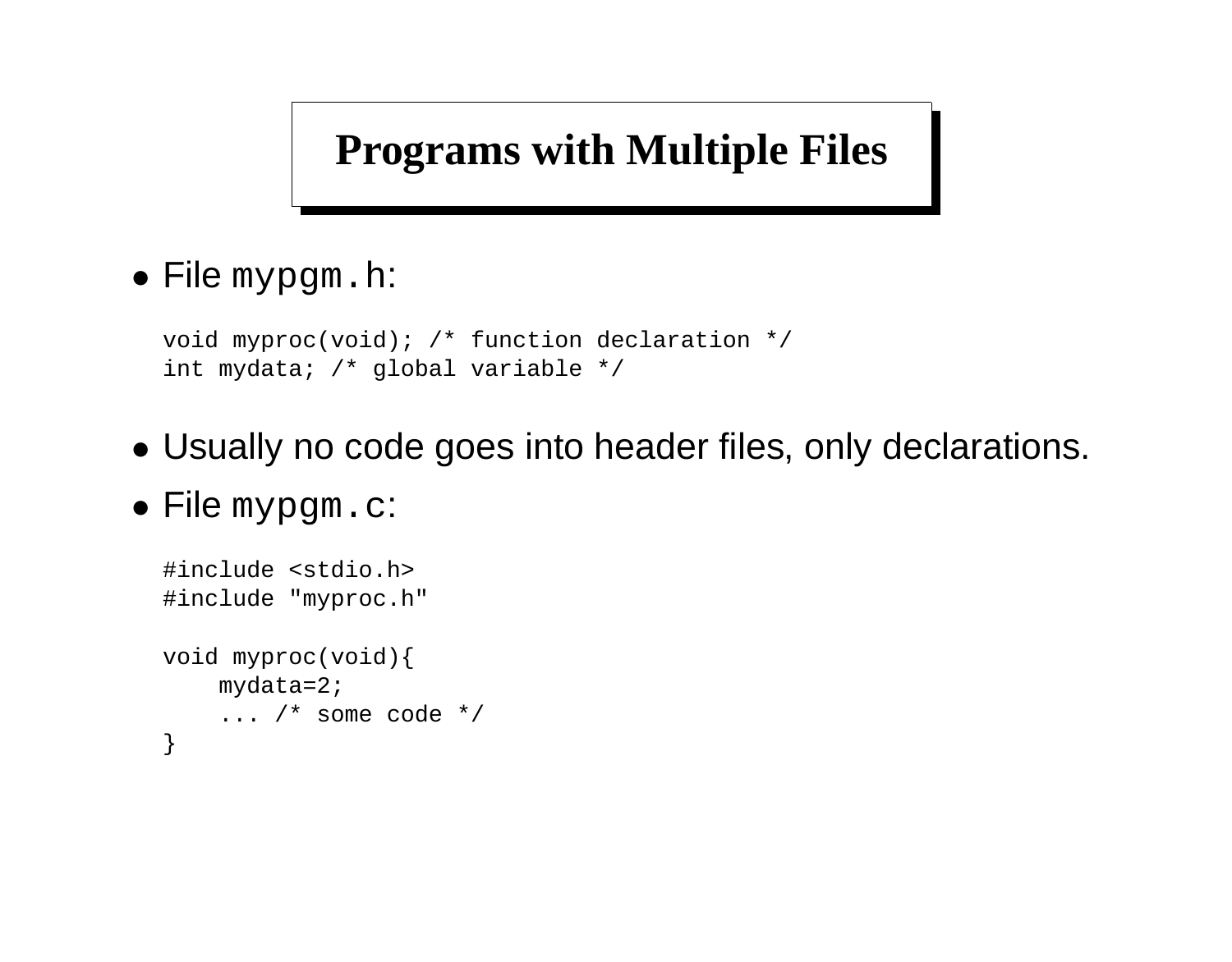# Programs with Multiple Files

- File `mypgm.h`:

```
void myproc(void); /* function declaration */
int mydata; /* global variable */
```

- Usually no code goes into header files, only declarations.
- File `mypgm.c`:

```
#include <stdio.h>
#include "myproc.h"

void myproc(void){
    mydata=2;
    ... /* some code */
}
```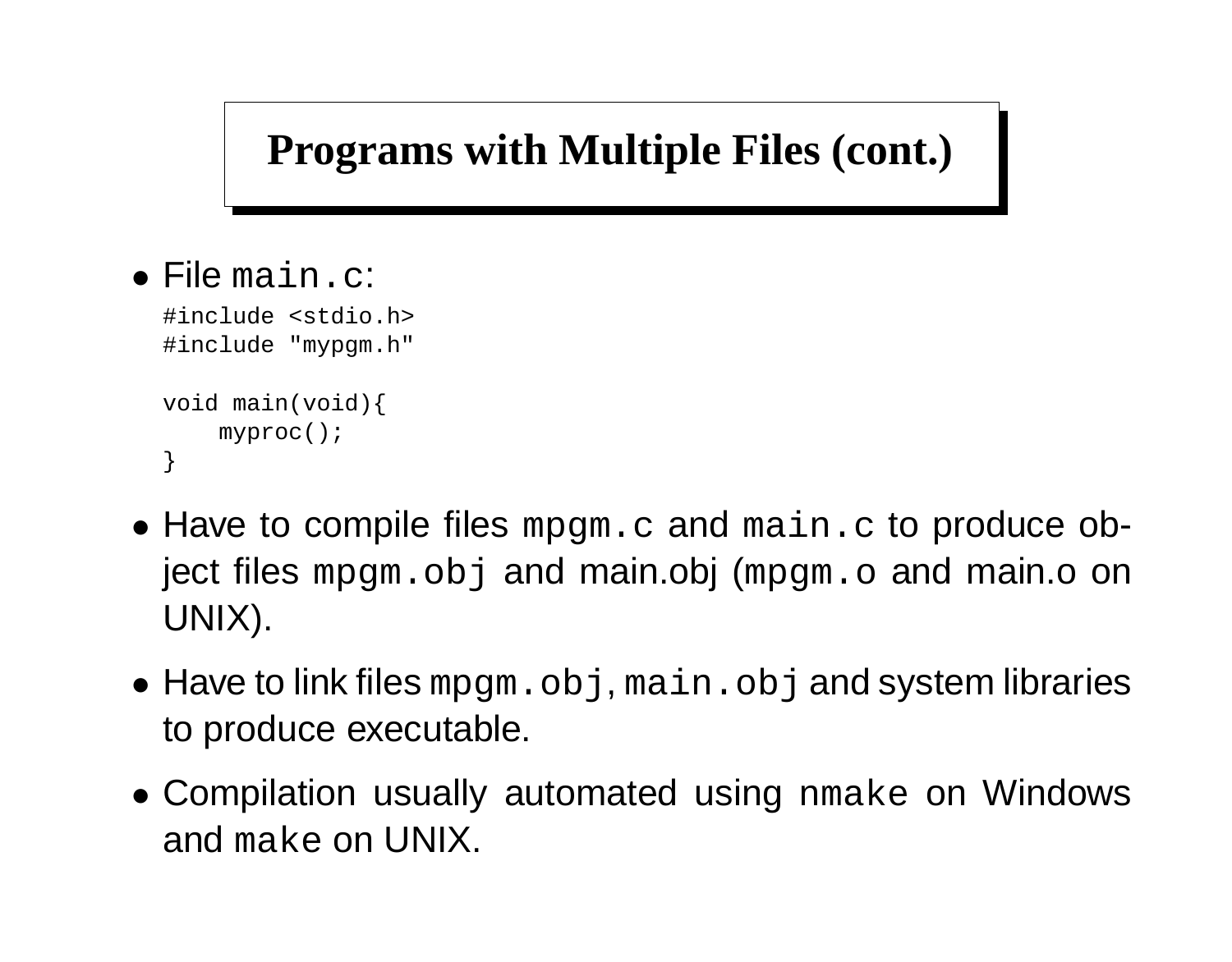# Programs with Multiple Files (cont.)

- File `main.c`:

```
#include <stdio.h>
#include "mypgm.h"

void main(void){
    myproc();
}
```

- Have to compile files `mpgm.c` and `main.c` to produce object files `mpgm.obj` and main.obj (`mpgm.o` and main.o on UNIX).
- Have to link files `mpgm.obj`, `main.obj` and system libraries to produce executable.
- Compilation usually automated using `nmake` on Windows and `make` on UNIX.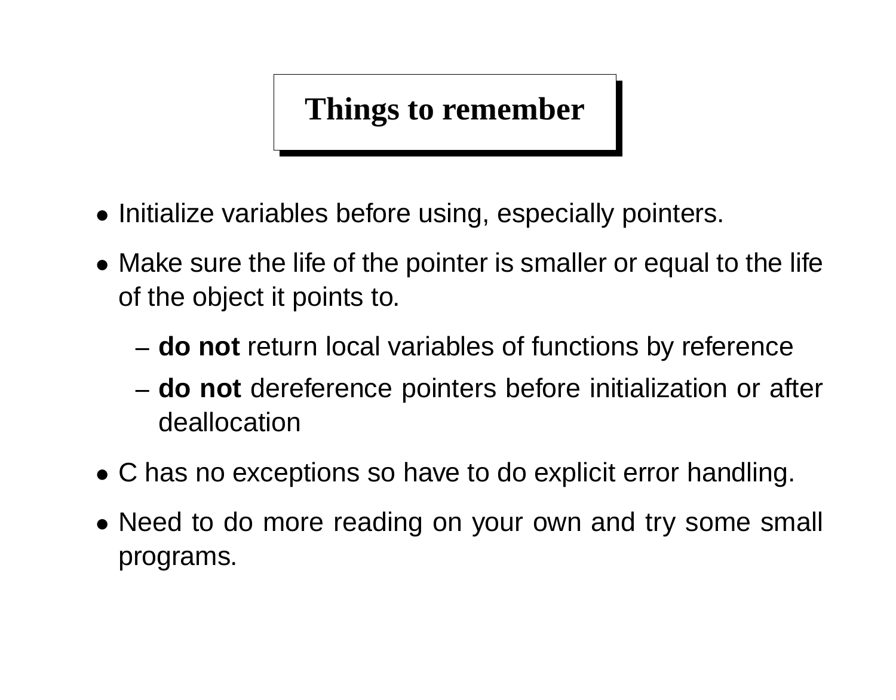# Things to remember

- Initialize variables before using, especially pointers.
- Make sure the life of the pointer is smaller or equal to the life of the object it points to.
  - **do not** return local variables of functions by reference
  - **do not** dereference pointers before initialization or after deallocation
- C has no exceptions so have to do explicit error handling.
- Need to do more reading on your own and try some small programs.